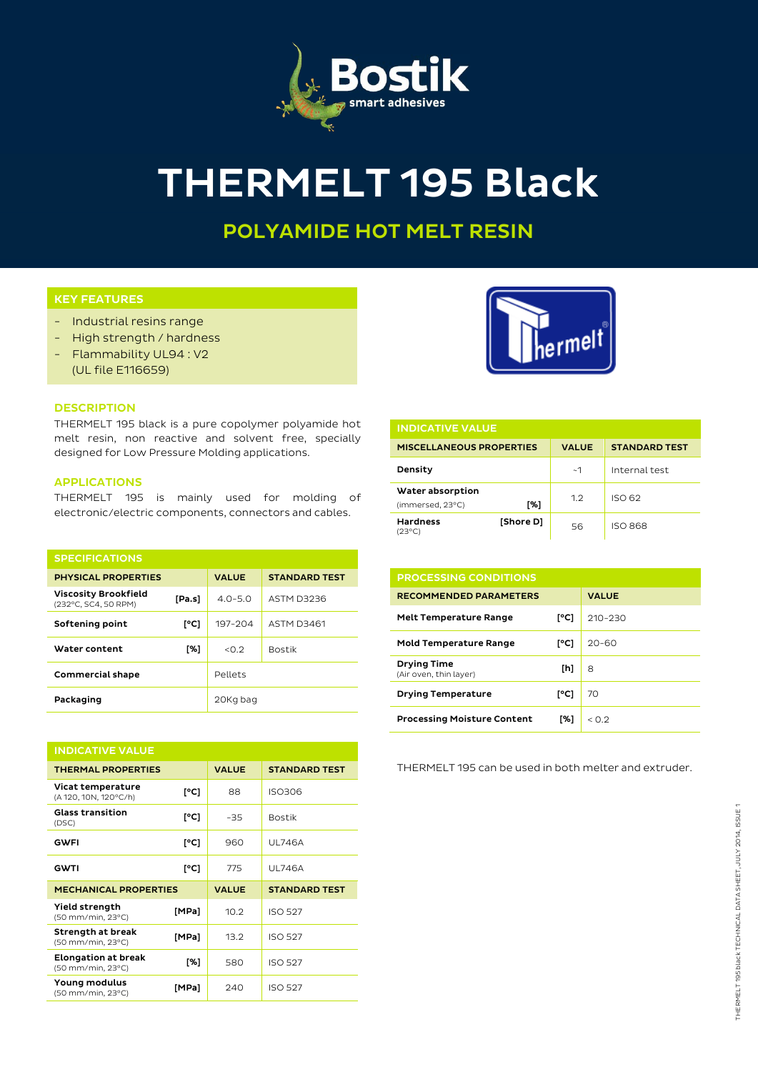# THERMELT 195 Black

## POLYAMIDE HOT MELT RESIN

### KEY FEATURES

- Industrial resins range
- High strength / hardness
- Flammability UL94 : V2
  (UL file E116659)

### DESCRIPTION

THERMELT 195 black is a pure copolymer polyamide hot melt resin, non reactive and solvent free, specially designed for Low Pressure Molding applications.

### APPLICATIONS

THERMELT 195 is mainly used for molding of electronic/electric components, connectors and cables.

### SPECIFICATIONS

| PHYSICAL PROPERTIES | | VALUE | STANDARD TEST |
|---|---|---|---|
| **Viscosity Brookfield** (232°C, SC4, 50 RPM) | [Pa.s] | 4.0-5.0 | ASTM D3236 |
| **Softening point** | [°C] | 197-204 | ASTM D3461 |
| **Water content** | [%] | <0.2 | Bostik |
| **Commercial shape** | | Pellets | |
| **Packaging** | | 20Kg bag | |

### INDICATIVE VALUE

| THERMAL PROPERTIES | | VALUE | STANDARD TEST |
|---|---|---|---|
| **Vicat temperature** (A 120, 10N, 120°C/h) | [°C] | 88 | ISO306 |
| **Glass transition** (DSC) | [°C] | -35 | Bostik |
| **GWFI** | [°C] | 960 | UL746A |
| **GWTI** | [°C] | 775 | UL746A |
| **MECHANICAL PROPERTIES** | | **VALUE** | **STANDARD TEST** |
| **Yield strength** (50 mm/min, 23°C) | [MPa] | 10.2 | ISO 527 |
| **Strength at break** (50 mm/min, 23°C) | [MPa] | 13.2 | ISO 527 |
| **Elongation at break** (50 mm/min, 23°C) | [%] | 580 | ISO 527 |
| **Young modulus** (50 mm/min, 23°C) | [MPa] | 240 | ISO 527 |

### INDICATIVE VALUE

| MISCELLANEOUS PROPERTIES | | VALUE | STANDARD TEST |
|---|---|---|---|
| **Density** | | ~1 | Internal test |
| **Water absorption** (immersed, 23°C) | [%] | 1.2 | ISO 62 |
| **Hardness** (23°C) | [Shore D] | 56 | ISO 868 |

### PROCESSING CONDITIONS

| RECOMMENDED PARAMETERS | | VALUE |
|---|---|---|
| **Melt Temperature Range** | [°C] | 210-230 |
| **Mold Temperature Range** | [°C] | 20-60 |
| **Drying Time** (Air oven, thin layer) | [h] | 8 |
| **Drying Temperature** | [°C] | 70 |
| **Processing Moisture Content** | [%] | < 0.2 |

THERMELT 195 can be used in both melter and extruder.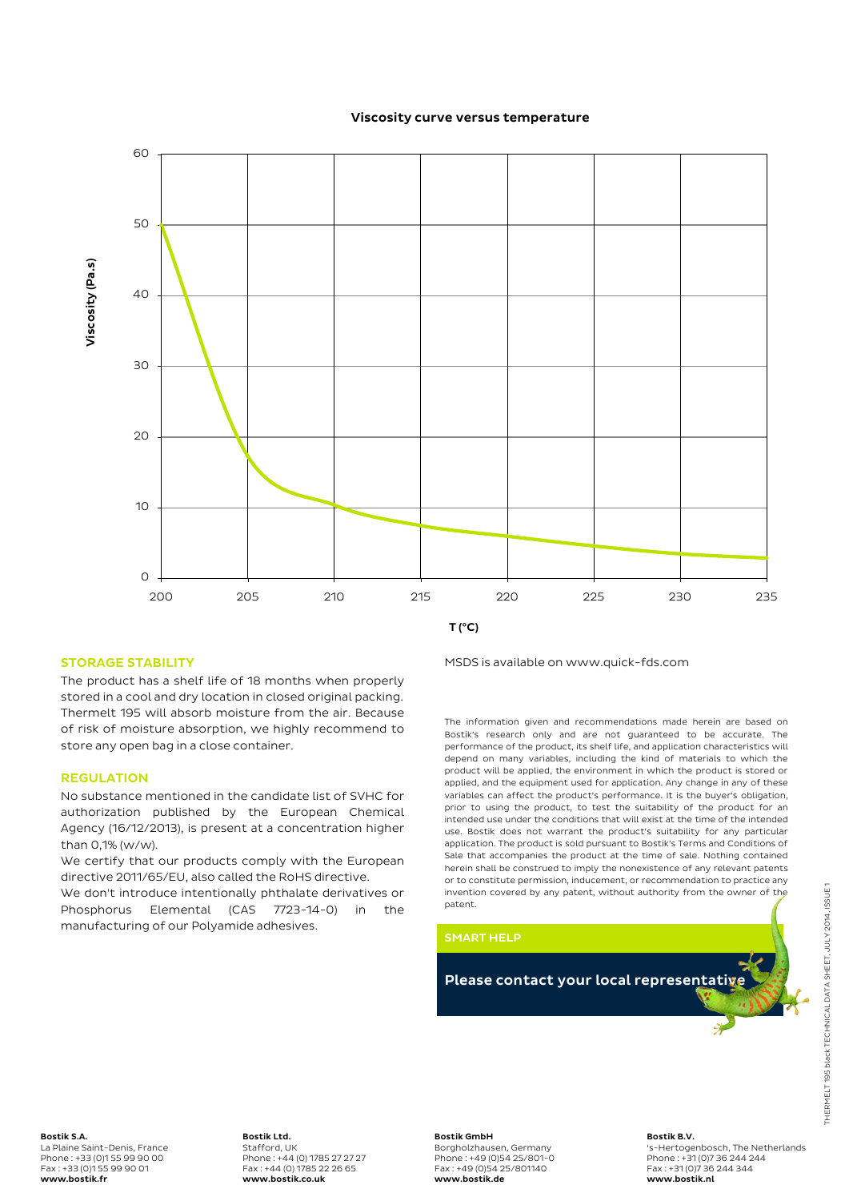**Viscosity curve versus temperature**

Viscosity (Pa.s)

60
50
40
30
20
10
0

200 205 210 215 220 225 230 235

T (°C)

## STORAGE STABILITY

The product has a shelf life of 18 months when properly stored in a cool and dry location in closed original packing. Thermelt 195 will absorb moisture from the air. Because of risk of moisture absorption, we highly recommend to store any open bag in a close container.

## REGULATION

No substance mentioned in the candidate list of SVHC for authorization published by the European Chemical Agency (16/12/2013), is present at a concentration higher than 0,1% (w/w).

We certify that our products comply with the European directive 2011/65/EU, also called the RoHS directive.

We don't introduce intentionally phthalate derivatives or Phosphorus Elemental (CAS 7723-14-0) in the manufacturing of our Polyamide adhesives.

MSDS is available on www.quick-fds.com

The information given and recommendations made herein are based on Bostik's research only and are not guaranteed to be accurate. The performance of the product, its shelf life, and application characteristics will depend on many variables, including the kind of materials to which the product will be applied, the environment in which the product is stored or applied, and the equipment used for application. Any change in any of these variables can affect the product's performance. It is the buyer's obligation, prior to using the product, to test the suitability of the product for an intended use under the conditions that will exist at the time of the intended use. Bostik does not warrant the product's suitability for any particular application. The product is sold pursuant to Bostik's Terms and Conditions of Sale that accompanies the product at the time of sale. Nothing contained herein shall be construed to imply the nonexistence of any relevant patents or to constitute permission, inducement, or recommendation to practice any invention covered by any patent, without authority from the owner of the patent.

## SMART HELP

**Please contact your local representative**

THERMELT 195 black TECHNICAL DATA SHEET, JULY 2014, ISSUE 1

**Bostik S.A.**
La Plaine Saint-Denis, France
Phone : +33 (0)1 55 99 90 00
Fax : +33 (0)1 55 99 90 01
**www.bostik.fr**

**Bostik Ltd.**
Stafford, UK
Phone : +44 (0) 1785 27 27 27
Fax : +44 (0) 1785 22 26 65
**www.bostik.co.uk**

**Bostik GmbH**
Borgholzhausen, Germany
Phone : +49 (0)54 25/801-0
Fax : +49 (0)54 25/801140
**www.bostik.de**

**Bostik B.V.**
's-Hertogenbosch, The Netherlands
Phone : +31 (0)7 36 244 244
Fax : +31 (0)7 36 244 344
**www.bostik.nl**